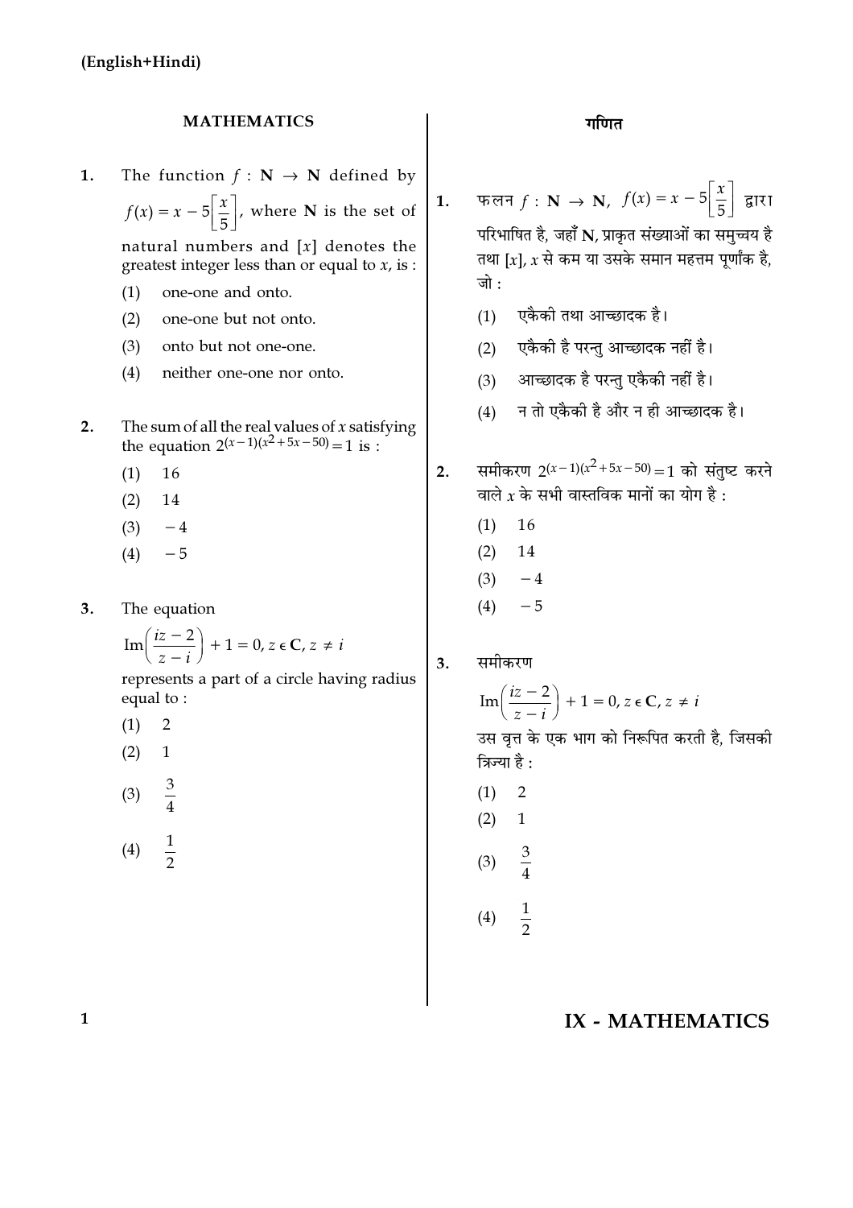(English+Hindi)

## MATHEMATICS

1. The function $f : \mathbf{N} \rightarrow \mathbf{N}$ defined by $f(x) = x - 5\left[\frac{x}{5}\right]$, where **N** is the set of natural numbers and $[x]$ denotes the greatest integer less than or equal to $x$, is :
   (1) one-one and onto.
   (2) one-one but not onto.
   (3) onto but not one-one.
   (4) neither one-one nor onto.

2. The sum of all the real values of $x$ satisfying the equation $2^{(x-1)(x^2+5x-50)} = 1$ is :
   (1) 16
   (2) 14
   (3) $-4$
   (4) $-5$

3. The equation
   $$\text{Im}\left(\frac{iz-2}{z-i}\right) + 1 = 0, z \in \mathbf{C}, z \neq i$$
   represents a part of a circle having radius equal to :
   (1) 2
   (2) 1
   (3) $\frac{3}{4}$
   (4) $\frac{1}{2}$

## गणित

1. फलन $f : \mathbf{N} \rightarrow \mathbf{N}$, $f(x) = x - 5\left[\frac{x}{5}\right]$ द्वारा परिभाषित है, जहाँ **N**, प्राकृत संख्याओं का समुच्चय है तथा $[x]$, $x$ से कम या उसके समान महत्तम पूर्णांक है, जो :
   (1) एकैकी तथा आच्छादक है।
   (2) एकैकी है परन्तु आच्छादक नहीं है।
   (3) आच्छादक है परन्तु एकैकी नहीं है।
   (4) न तो एकैकी है और न ही आच्छादक है।

2. समीकरण $2^{(x-1)(x^2+5x-50)} = 1$ को संतुष्ट करने वाले $x$ के सभी वास्तविक मानों का योग है :
   (1) 16
   (2) 14
   (3) $-4$
   (4) $-5$

3. समीकरण
   $$\text{Im}\left(\frac{iz-2}{z-i}\right) + 1 = 0, z \in \mathbf{C}, z \neq i$$
   उस वृत्त के एक भाग को निरूपित करती है, जिसकी त्रिज्या है :
   (1) 2
   (2) 1
   (3) $\frac{3}{4}$
   (4) $\frac{1}{2}$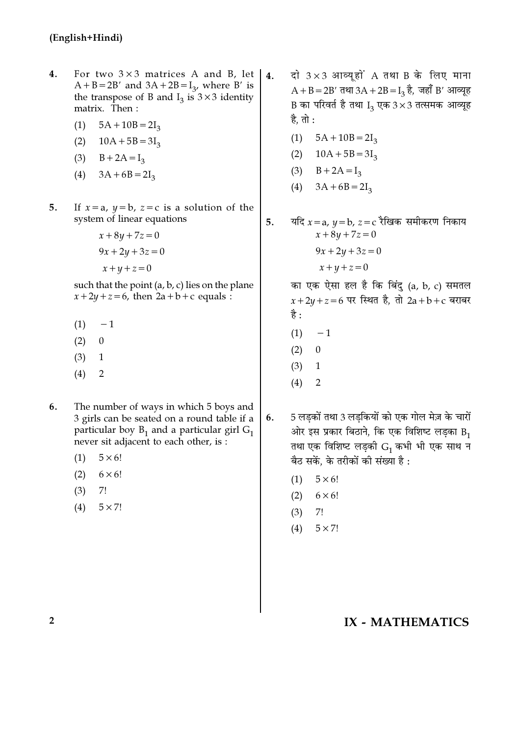4. For two $3 \times 3$ matrices A and B, let $A + B = 2B'$ and $3A + 2B = I_3$, where $B'$ is the transpose of B and $I_3$ is $3 \times 3$ identity matrix. Then :

   (1) $5A + 10B = 2I_3$

   (2) $10A + 5B = 3I_3$

   (3) $B + 2A = I_3$

   (4) $3A + 6B = 2I_3$

5. If $x = a$, $y = b$, $z = c$ is a solution of the system of linear equations

   $$x + 8y + 7z = 0$$
   $$9x + 2y + 3z = 0$$
   $$x + y + z = 0$$

   such that the point (a, b, c) lies on the plane $x + 2y + z = 6$, then $2a + b + c$ equals :

   (1) $-1$

   (2) 0

   (3) 1

   (4) 2

6. The number of ways in which 5 boys and 3 girls can be seated on a round table if a particular boy $B_1$ and a particular girl $G_1$ never sit adjacent to each other, is :

   (1) $5 \times 6!$

   (2) $6 \times 6!$

   (3) $7!$

   (4) $5 \times 7!$

4. दो $3 \times 3$ आव्यूहों A तथा B के लिए माना $A + B = 2B'$ तथा $3A + 2B = I_3$ है, जहाँ $B'$ आव्यूह B का परिवर्त है तथा $I_3$ एक $3 \times 3$ तत्समक आव्यूह है, तो :

   (1) $5A + 10B = 2I_3$

   (2) $10A + 5B = 3I_3$

   (3) $B + 2A = I_3$

   (4) $3A + 6B = 2I_3$

5. यदि $x = a$, $y = b$, $z = c$ रैखिक समीकरण निकाय

   $$x + 8y + 7z = 0$$
   $$9x + 2y + 3z = 0$$
   $$x + y + z = 0$$

   का एक ऐसा हल है कि बिंदु (a, b, c) समतल $x + 2y + z = 6$ पर स्थित है, तो $2a + b + c$ बराबर है :

   (1) $-1$

   (2) 0

   (3) 1

   (4) 2

6. 5 लड़कों तथा 3 लड़कियों को एक गोल मेज़ के चारों ओर इस प्रकार बिठाने, कि एक विशिष्ट लड़का $B_1$ तथा एक विशिष्ट लड़की $G_1$ कभी भी एक साथ न बैठ सकें, के तरीकों की संख्या है :

   (1) $5 \times 6!$

   (2) $6 \times 6!$

   (3) $7!$

   (4) $5 \times 7!$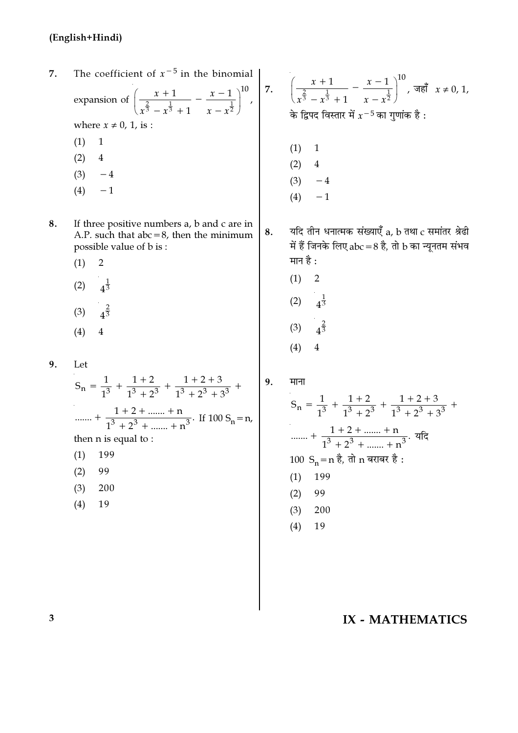7. The coefficient of $x^{-5}$ in the binomial expansion of $\left(\dfrac{x+1}{x^{\frac{2}{3}} - x^{\frac{1}{3}} + 1} - \dfrac{x-1}{x - x^{\frac{1}{2}}}\right)^{10}$, where $x \neq 0, 1$, is :

(1) 1

(2) 4

(3) $-4$

(4) $-1$

8. If three positive numbers a, b and c are in A.P. such that abc = 8, then the minimum possible value of b is :

(1) 2

(2) $4^{\frac{1}{3}}$

(3) $4^{\frac{2}{3}}$

(4) 4

9. Let

$$S_n = \frac{1}{1^3} + \frac{1+2}{1^3+2^3} + \frac{1+2+3}{1^3+2^3+3^3} + \ldots\ldots + \frac{1+2+\ldots\ldots+n}{1^3+2^3+\ldots\ldots+n^3}.$$ If $100\, S_n = n$, then n is equal to :

(1) 199

(2) 99

(3) 200

(4) 19

7. $\left(\dfrac{x+1}{x^{\frac{2}{3}} - x^{\frac{1}{3}} + 1} - \dfrac{x-1}{x - x^{\frac{1}{2}}}\right)^{10}$, जहाँ $x \neq 0, 1$, के द्विपद विस्तार में $x^{-5}$ का गुणांक है :

(1) 1

(2) 4

(3) $-4$

(4) $-1$

8. यदि तीन धनात्मक संख्याएँ a, b तथा c समांतर श्रेढी में हैं जिनके लिए abc = 8 है, तो b का न्यूनतम संभव मान है :

(1) 2

(2) $4^{\frac{1}{3}}$

(3) $4^{\frac{2}{3}}$

(4) 4

9. माना

$$S_n = \frac{1}{1^3} + \frac{1+2}{1^3+2^3} + \frac{1+2+3}{1^3+2^3+3^3} + \ldots\ldots + \frac{1+2+\ldots\ldots+n}{1^3+2^3+\ldots\ldots+n^3}.$$ यदि $100\, S_n = n$ है, तो n बराबर है :

(1) 199

(2) 99

(3) 200

(4) 19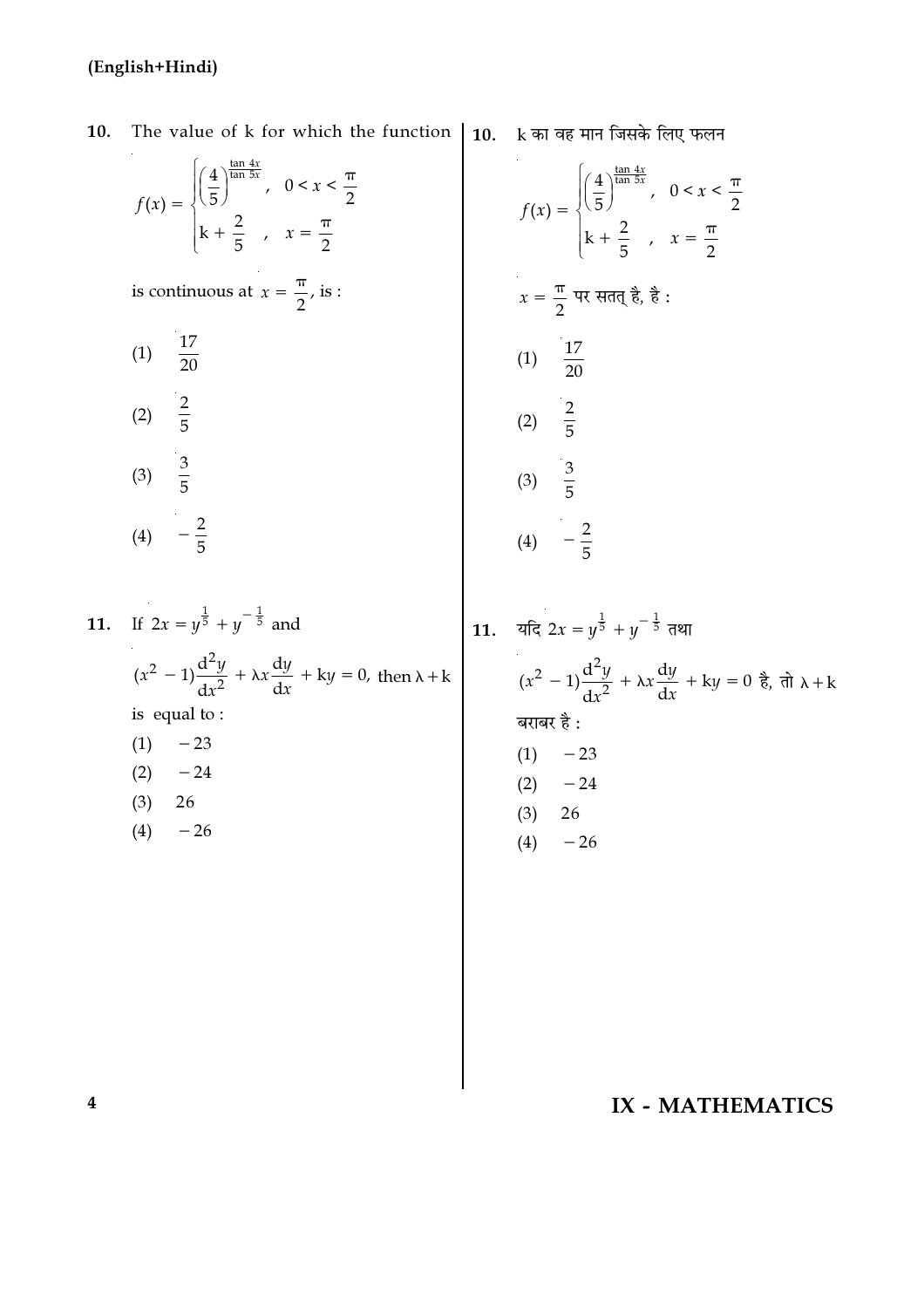10. The value of k for which the function

$$f(x) = \begin{cases} \left(\frac{4}{5}\right)^{\frac{\tan 4x}{\tan 5x}}, & 0 < x < \frac{\pi}{2} \\ k + \frac{2}{5}, & x = \frac{\pi}{2} \end{cases}$$

is continuous at $x = \frac{\pi}{2}$, is :

(1) $\frac{17}{20}$

(2) $\frac{2}{5}$

(3) $\frac{3}{5}$

(4) $-\frac{2}{5}$

10. k का वह मान जिसके लिए फलन

$$f(x) = \begin{cases} \left(\frac{4}{5}\right)^{\frac{\tan 4x}{\tan 5x}}, & 0 < x < \frac{\pi}{2} \\ k + \frac{2}{5}, & x = \frac{\pi}{2} \end{cases}$$

$x = \frac{\pi}{2}$ पर सतत् है, है :

(1) $\frac{17}{20}$

(2) $\frac{2}{5}$

(3) $\frac{3}{5}$

(4) $-\frac{2}{5}$

11. If $2x = y^{\frac{1}{5}} + y^{-\frac{1}{5}}$ and

$(x^2 - 1)\frac{d^2y}{dx^2} + \lambda x\frac{dy}{dx} + ky = 0$, then $\lambda + k$ is equal to :

(1) $-23$

(2) $-24$

(3) $26$

(4) $-26$

11. यदि $2x = y^{\frac{1}{5}} + y^{-\frac{1}{5}}$ तथा

$(x^2 - 1)\frac{d^2y}{dx^2} + \lambda x\frac{dy}{dx} + ky = 0$ है, तो $\lambda + k$ बराबर है :

(1) $-23$

(2) $-24$

(3) $26$

(4) $-26$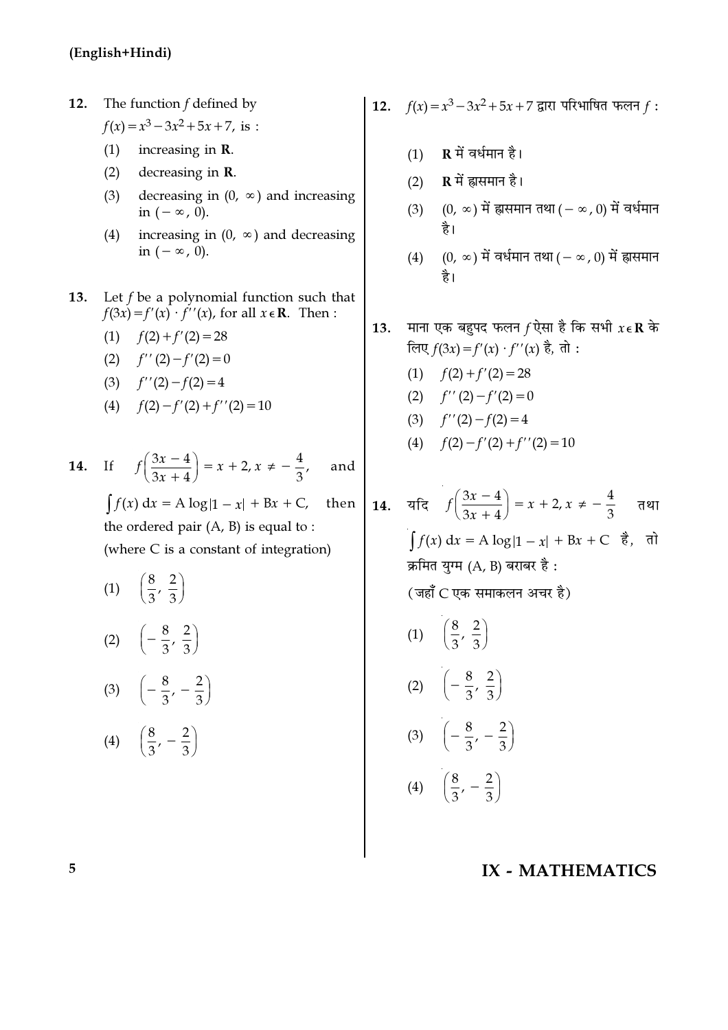12. The function $f$ defined by $f(x) = x^3 - 3x^2 + 5x + 7$, is :

(1) increasing in **R**.

(2) decreasing in **R**.

(3) decreasing in $(0, \infty)$ and increasing in $(-\infty, 0)$.

(4) increasing in $(0, \infty)$ and decreasing in $(-\infty, 0)$.

13. Let $f$ be a polynomial function such that $f(3x) = f'(x) \cdot f''(x)$, for all $x \in \mathbf{R}$. Then :

(1) $f(2) + f'(2) = 28$

(2) $f''(2) - f'(2) = 0$

(3) $f''(2) - f(2) = 4$

(4) $f(2) - f'(2) + f''(2) = 10$

14. If $f\left(\frac{3x-4}{3x+4}\right) = x + 2, x \neq -\frac{4}{3}$, and $\int f(x)\, dx = A \log|1 - x| + Bx + C$, then the ordered pair (A, B) is equal to :

(where C is a constant of integration)

(1) $\left(\frac{8}{3}, \frac{2}{3}\right)$

(2) $\left(-\frac{8}{3}, \frac{2}{3}\right)$

(3) $\left(-\frac{8}{3}, -\frac{2}{3}\right)$

(4) $\left(\frac{8}{3}, -\frac{2}{3}\right)$

12. $f(x) = x^3 - 3x^2 + 5x + 7$ द्वारा परिभाषित फलन $f$ :

(1) **R** में वर्धमान है।

(2) **R** में ह्रासमान है।

(3) $(0, \infty)$ में ह्रासमान तथा $(-\infty, 0)$ में वर्धमान है।

(4) $(0, \infty)$ में वर्धमान तथा $(-\infty, 0)$ में ह्रासमान है।

13. माना एक बहुपद फलन $f$ ऐसा है कि सभी $x \in \mathbf{R}$ के लिए $f(3x) = f'(x) \cdot f''(x)$ है, तो :

(1) $f(2) + f'(2) = 28$

(2) $f''(2) - f'(2) = 0$

(3) $f''(2) - f(2) = 4$

(4) $f(2) - f'(2) + f''(2) = 10$

14. यदि $f\left(\frac{3x-4}{3x+4}\right) = x + 2, x \neq -\frac{4}{3}$ तथा $\int f(x)\, dx = A \log|1 - x| + Bx + C$ है, तो क्रमित युग्म (A, B) बराबर है :

(जहाँ C एक समाकलन अचर है)

(1) $\left(\frac{8}{3}, \frac{2}{3}\right)$

(2) $\left(-\frac{8}{3}, \frac{2}{3}\right)$

(3) $\left(-\frac{8}{3}, -\frac{2}{3}\right)$

(4) $\left(\frac{8}{3}, -\frac{2}{3}\right)$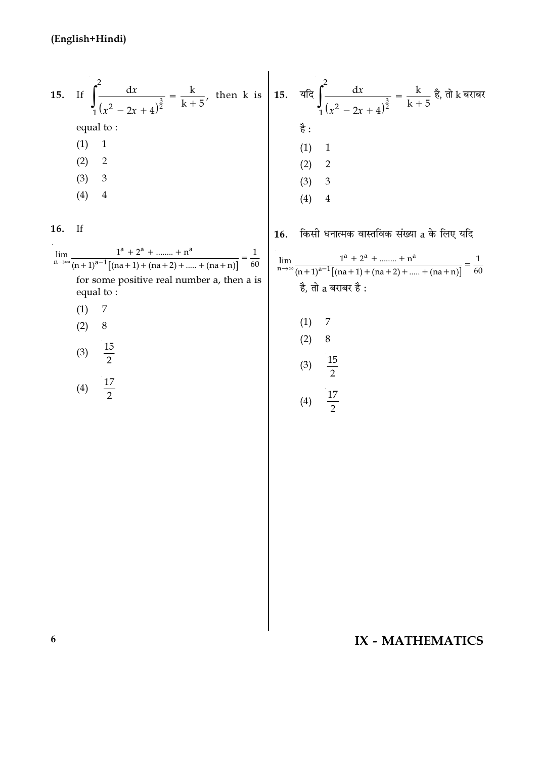15. If $\int_1^2 \frac{dx}{(x^2 - 2x + 4)^{\frac{3}{2}}} = \frac{k}{k+5}$, then k is equal to :

(1) 1

(2) 2

(3) 3

(4) 4

16. If

$$\lim_{n\to\infty} \frac{1^a + 2^a + \ldots\ldots + n^a}{(n+1)^{a-1}[(na+1)+(na+2)+\ldots..+(na+n)]} = \frac{1}{60}$$

for some positive real number a, then a is equal to :

(1) 7

(2) 8

(3) $\frac{15}{2}$

(4) $\frac{17}{2}$

15. यदि $\int_1^2 \frac{dx}{(x^2 - 2x + 4)^{\frac{3}{2}}} = \frac{k}{k+5}$ है, तो k बराबर है :

(1) 1

(2) 2

(3) 3

(4) 4

16. किसी धनात्मक वास्तविक संख्या a के लिए यदि

$$\lim_{n\to\infty} \frac{1^a + 2^a + \ldots\ldots + n^a}{(n+1)^{a-1}[(na+1)+(na+2)+\ldots..+(na+n)]} = \frac{1}{60}$$

है, तो a बराबर है :

(1) 7

(2) 8

(3) $\frac{15}{2}$

(4) $\frac{17}{2}$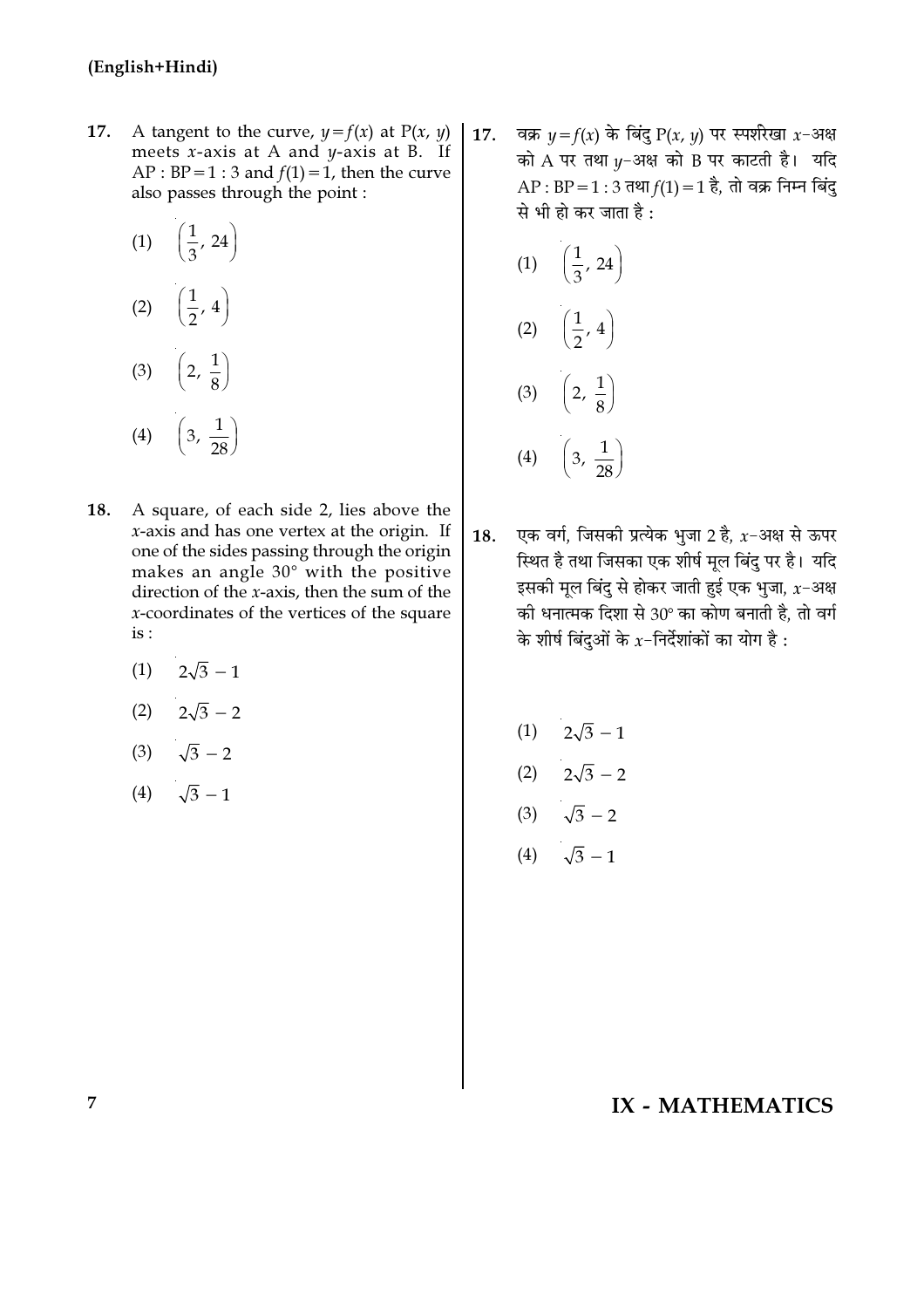(English+Hindi)

17. A tangent to the curve, $y = f(x)$ at $P(x, y)$ meets $x$-axis at A and $y$-axis at B. If $AP : BP = 1 : 3$ and $f(1) = 1$, then the curve also passes through the point :

(1) $\left(\frac{1}{3}, 24\right)$

(2) $\left(\frac{1}{2}, 4\right)$

(3) $\left(2, \frac{1}{8}\right)$

(4) $\left(3, \frac{1}{28}\right)$

18. A square, of each side 2, lies above the $x$-axis and has one vertex at the origin. If one of the sides passing through the origin makes an angle $30°$ with the positive direction of the $x$-axis, then the sum of the $x$-coordinates of the vertices of the square is :

(1) $2\sqrt{3} - 1$

(2) $2\sqrt{3} - 2$

(3) $\sqrt{3} - 2$

(4) $\sqrt{3} - 1$

17. वक्र $y = f(x)$ के बिंदु $P(x, y)$ पर स्पर्शरेखा $x$-अक्ष को A पर तथा $y$-अक्ष को B पर काटती है। यदि $AP : BP = 1 : 3$ तथा $f(1) = 1$ है, तो वक्र निम्न बिंदु से भी हो कर जाता है :

(1) $\left(\frac{1}{3}, 24\right)$

(2) $\left(\frac{1}{2}, 4\right)$

(3) $\left(2, \frac{1}{8}\right)$

(4) $\left(3, \frac{1}{28}\right)$

18. एक वर्ग, जिसकी प्रत्येक भुजा 2 है, $x$-अक्ष से ऊपर स्थित है तथा जिसका एक शीर्ष मूल बिंदु पर है। यदि इसकी मूल बिंदु से होकर जाती हुई एक भुजा, $x$-अक्ष की धनात्मक दिशा से $30°$ का कोण बनाती है, तो वर्ग के शीर्ष बिंदुओं के $x$-निर्देशांकों का योग है :

(1) $2\sqrt{3} - 1$

(2) $2\sqrt{3} - 2$

(3) $\sqrt{3} - 2$

(4) $\sqrt{3} - 1$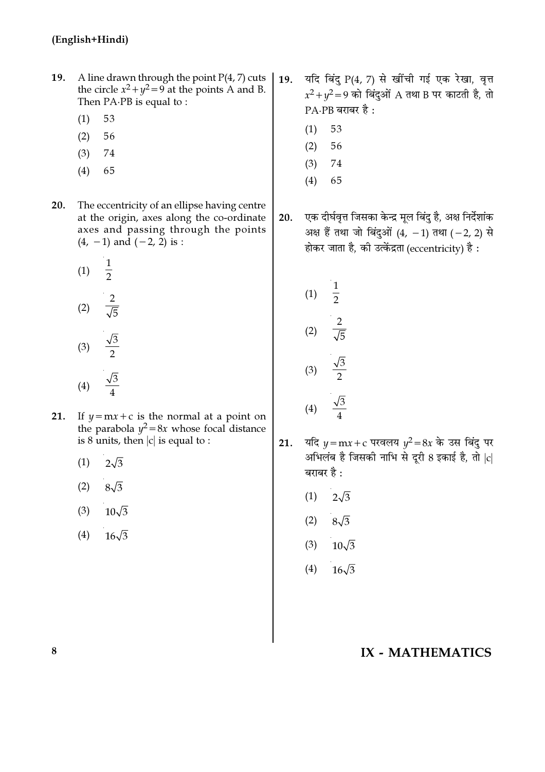(English+Hindi)

19. A line drawn through the point P(4, 7) cuts the circle $x^2+y^2=9$ at the points A and B. Then PA·PB is equal to :

(1) 53

(2) 56

(3) 74

(4) 65

20. The eccentricity of an ellipse having centre at the origin, axes along the co-ordinate axes and passing through the points $(4, -1)$ and $(-2, 2)$ is :

(1) $\frac{1}{2}$

(2) $\frac{2}{\sqrt{5}}$

(3) $\frac{\sqrt{3}}{2}$

(4) $\frac{\sqrt{3}}{4}$

21. If $y=mx+c$ is the normal at a point on the parabola $y^2=8x$ whose focal distance is 8 units, then $|c|$ is equal to :

(1) $2\sqrt{3}$

(2) $8\sqrt{3}$

(3) $10\sqrt{3}$

(4) $16\sqrt{3}$

19. यदि बिंदु P(4, 7) से खींची गई एक रेखा, वृत्त $x^2+y^2=9$ को बिंदुओं A तथा B पर काटती है, तो PA·PB बराबर है :

(1) 53

(2) 56

(3) 74

(4) 65

20. एक दीर्घवृत्त जिसका केन्द्र मूल बिंदु है, अक्ष निर्देशांक अक्ष हैं तथा जो बिंदुओं $(4, -1)$ तथा $(-2, 2)$ से होकर जाता है, की उत्केंद्रता (eccentricity) है :

(1) $\frac{1}{2}$

(2) $\frac{2}{\sqrt{5}}$

(3) $\frac{\sqrt{3}}{2}$

(4) $\frac{\sqrt{3}}{4}$

21. यदि $y=mx+c$ परवलय $y^2=8x$ के उस बिंदु पर अभिलंब है जिसकी नाभि से दूरी 8 इकाई है, तो $|c|$ बराबर है :

(1) $2\sqrt{3}$

(2) $8\sqrt{3}$

(3) $10\sqrt{3}$

(4) $16\sqrt{3}$

IX - MATHEMATICS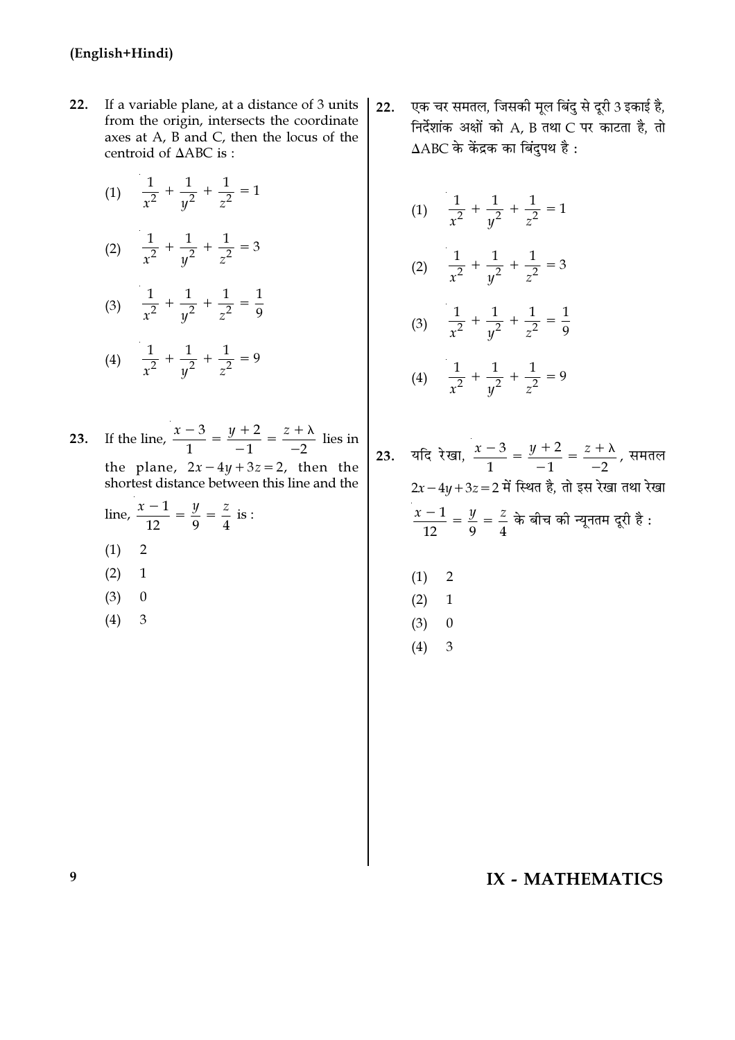22. If a variable plane, at a distance of 3 units from the origin, intersects the coordinate axes at A, B and C, then the locus of the centroid of $\Delta ABC$ is :

(1) $\frac{1}{x^2} + \frac{1}{y^2} + \frac{1}{z^2} = 1$

(2) $\frac{1}{x^2} + \frac{1}{y^2} + \frac{1}{z^2} = 3$

(3) $\frac{1}{x^2} + \frac{1}{y^2} + \frac{1}{z^2} = \frac{1}{9}$

(4) $\frac{1}{x^2} + \frac{1}{y^2} + \frac{1}{z^2} = 9$

22. एक चर समतल, जिसकी मूल बिंदु से दूरी 3 इकाई है, निर्देशांक अक्षों को A, B तथा C पर काटता है, तो $\Delta ABC$ के केंद्रक का बिंदुपथ है :

(1) $\frac{1}{x^2} + \frac{1}{y^2} + \frac{1}{z^2} = 1$

(2) $\frac{1}{x^2} + \frac{1}{y^2} + \frac{1}{z^2} = 3$

(3) $\frac{1}{x^2} + \frac{1}{y^2} + \frac{1}{z^2} = \frac{1}{9}$

(4) $\frac{1}{x^2} + \frac{1}{y^2} + \frac{1}{z^2} = 9$

23. If the line, $\frac{x-3}{1} = \frac{y+2}{-1} = \frac{z+\lambda}{-2}$ lies in the plane, $2x - 4y + 3z = 2$, then the shortest distance between this line and the line, $\frac{x-1}{12} = \frac{y}{9} = \frac{z}{4}$ is :

(1) 2

(2) 1

(3) 0

(4) 3

23. यदि रेखा, $\frac{x-3}{1} = \frac{y+2}{-1} = \frac{z+\lambda}{-2}$, समतल $2x - 4y + 3z = 2$ में स्थित है, तो इस रेखा तथा रेखा $\frac{x-1}{12} = \frac{y}{9} = \frac{z}{4}$ के बीच की न्यूनतम दूरी है :

(1) 2

(2) 1

(3) 0

(4) 3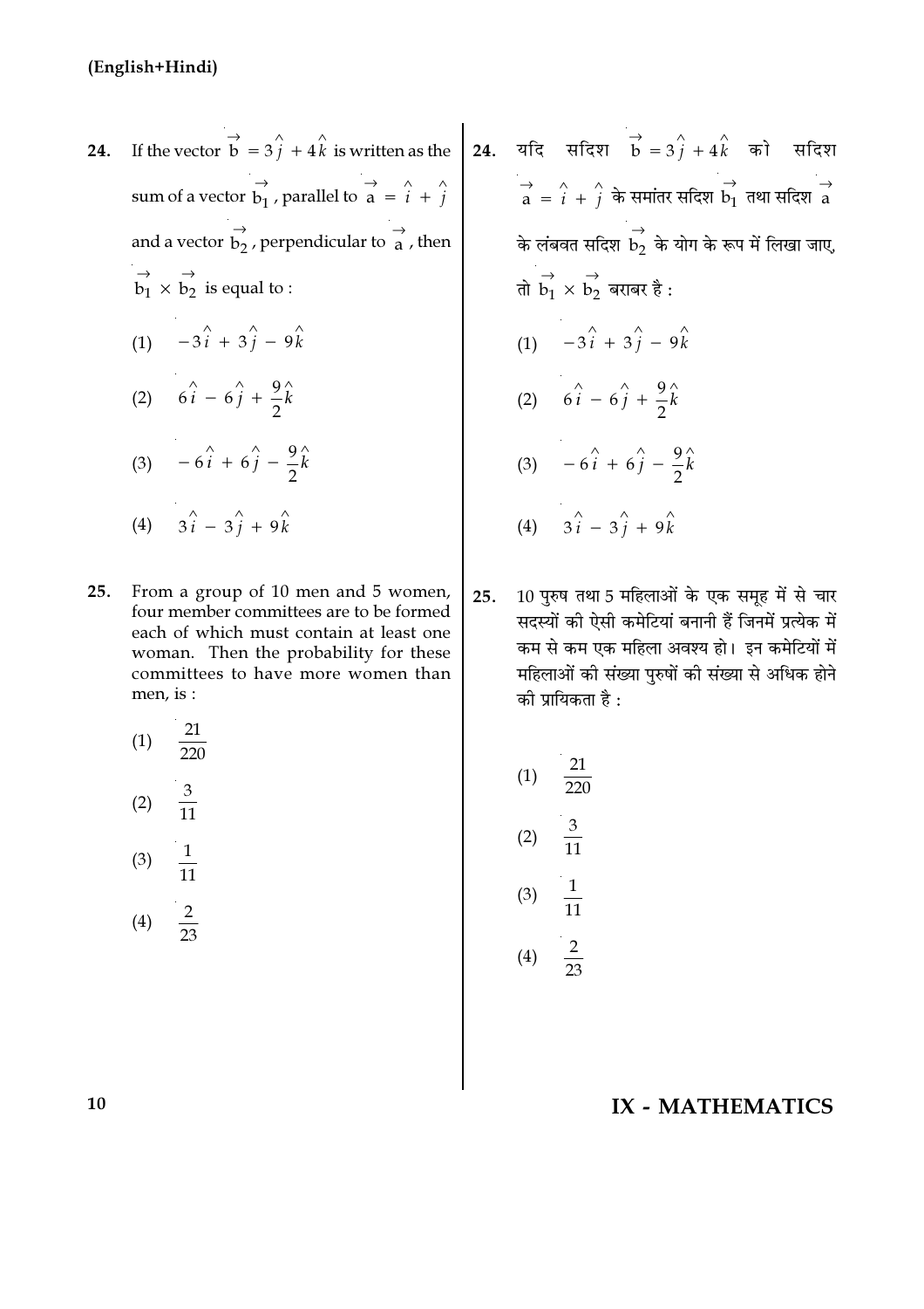**24.** If the vector $\vec{b} = 3\hat{j} + 4\hat{k}$ is written as the sum of a vector $\vec{b_1}$, parallel to $\vec{a} = \hat{i} + \hat{j}$ and a vector $\vec{b_2}$, perpendicular to $\vec{a}$, then $\vec{b_1} \times \vec{b_2}$ is equal to :

(1) $-3\hat{i} + 3\hat{j} - 9\hat{k}$

(2) $6\hat{i} - 6\hat{j} + \frac{9}{2}\hat{k}$

(3) $-6\hat{i} + 6\hat{j} - \frac{9}{2}\hat{k}$

(4) $3\hat{i} - 3\hat{j} + 9\hat{k}$

**25.** From a group of 10 men and 5 women, four member committees are to be formed each of which must contain at least one woman. Then the probability for these committees to have more women than men, is :

(1) $\frac{21}{220}$

(2) $\frac{3}{11}$

(3) $\frac{1}{11}$

(4) $\frac{2}{23}$

**24.** यदि सदिश $\vec{b} = 3\hat{j} + 4\hat{k}$ को सदिश $\vec{a} = \hat{i} + \hat{j}$ के समांतर सदिश $\vec{b_1}$ तथा सदिश $\vec{a}$ के लंबवत सदिश $\vec{b_2}$ के योग के रूप में लिखा जाए, तो $\vec{b_1} \times \vec{b_2}$ बराबर है :

(1) $-3\hat{i} + 3\hat{j} - 9\hat{k}$

(2) $6\hat{i} - 6\hat{j} + \frac{9}{2}\hat{k}$

(3) $-6\hat{i} + 6\hat{j} - \frac{9}{2}\hat{k}$

(4) $3\hat{i} - 3\hat{j} + 9\hat{k}$

**25.** 10 पुरुष तथा 5 महिलाओं के एक समूह में से चार सदस्यों की ऐसी कमेटियां बनानी हैं जिनमें प्रत्येक में कम से कम एक महिला अवश्य हो। इन कमेटियों में महिलाओं की संख्या पुरुषों की संख्या से अधिक होने की प्रायिकता है :

(1) $\frac{21}{220}$

(2) $\frac{3}{11}$

(3) $\frac{1}{11}$

(4) $\frac{2}{23}$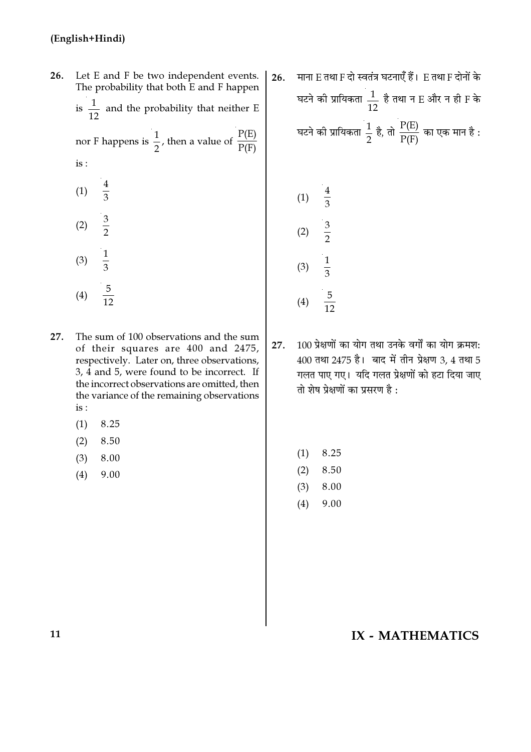(English+Hindi)

26. Let E and F be two independent events. The probability that both E and F happen is $\frac{1}{12}$ and the probability that neither E nor F happens is $\frac{1}{2}$, then a value of $\frac{P(E)}{P(F)}$ is :

(1) $\frac{4}{3}$

(2) $\frac{3}{2}$

(3) $\frac{1}{3}$

(4) $\frac{5}{12}$

27. The sum of 100 observations and the sum of their squares are 400 and 2475, respectively. Later on, three observations, 3, 4 and 5, were found to be incorrect. If the incorrect observations are omitted, then the variance of the remaining observations is :

(1) 8.25

(2) 8.50

(3) 8.00

(4) 9.00

26. माना E तथा F दो स्वतंत्र घटनाएँ हैं। E तथा F दोनों के घटने की प्रायिकता $\frac{1}{12}$ है तथा न E और न ही F के घटने की प्रायिकता $\frac{1}{2}$ है, तो $\frac{P(E)}{P(F)}$ का एक मान है :

(1) $\frac{4}{3}$

(2) $\frac{3}{2}$

(3) $\frac{1}{3}$

(4) $\frac{5}{12}$

27. 100 प्रेक्षणों का योग तथा उनके वर्गों का योग क्रमशः 400 तथा 2475 है। बाद में तीन प्रेक्षण 3, 4 तथा 5 गलत पाए गए। यदि गलत प्रेक्षणों को हटा दिया जाए तो शेष प्रेक्षणों का प्रसरण है :

(1) 8.25

(2) 8.50

(3) 8.00

(4) 9.00

IX - MATHEMATICS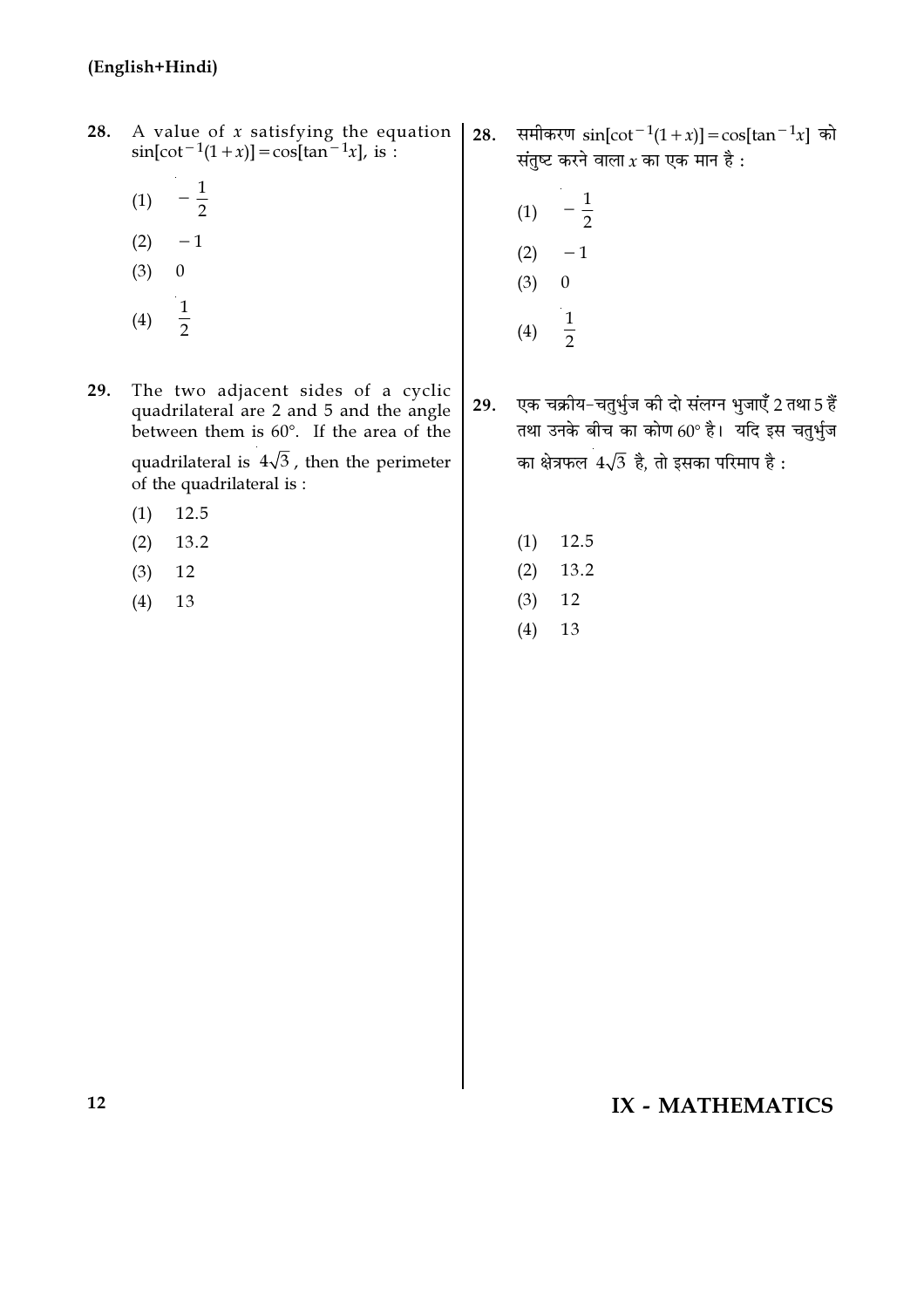28. A value of $x$ satisfying the equation $\sin[\cot^{-1}(1+x)] = \cos[\tan^{-1}x]$, is :

(1) $-\frac{1}{2}$

(2) $-1$

(3) $0$

(4) $\frac{1}{2}$

29. The two adjacent sides of a cyclic quadrilateral are 2 and 5 and the angle between them is 60°. If the area of the quadrilateral is $4\sqrt{3}$, then the perimeter of the quadrilateral is :

(1) 12.5

(2) 13.2

(3) 12

(4) 13

28. समीकरण $\sin[\cot^{-1}(1+x)] = \cos[\tan^{-1}x]$ को संतुष्ट करने वाला $x$ का एक मान है :

(1) $-\frac{1}{2}$

(2) $-1$

(3) $0$

(4) $\frac{1}{2}$

29. एक चक्रीय-चतुर्भुज की दो संलग्न भुजाएँ 2 तथा 5 हैं तथा उनके बीच का कोण 60° है। यदि इस चतुर्भुज का क्षेत्रफल $4\sqrt{3}$ है, तो इसका परिमाप है :

(1) 12.5

(2) 13.2

(3) 12

(4) 13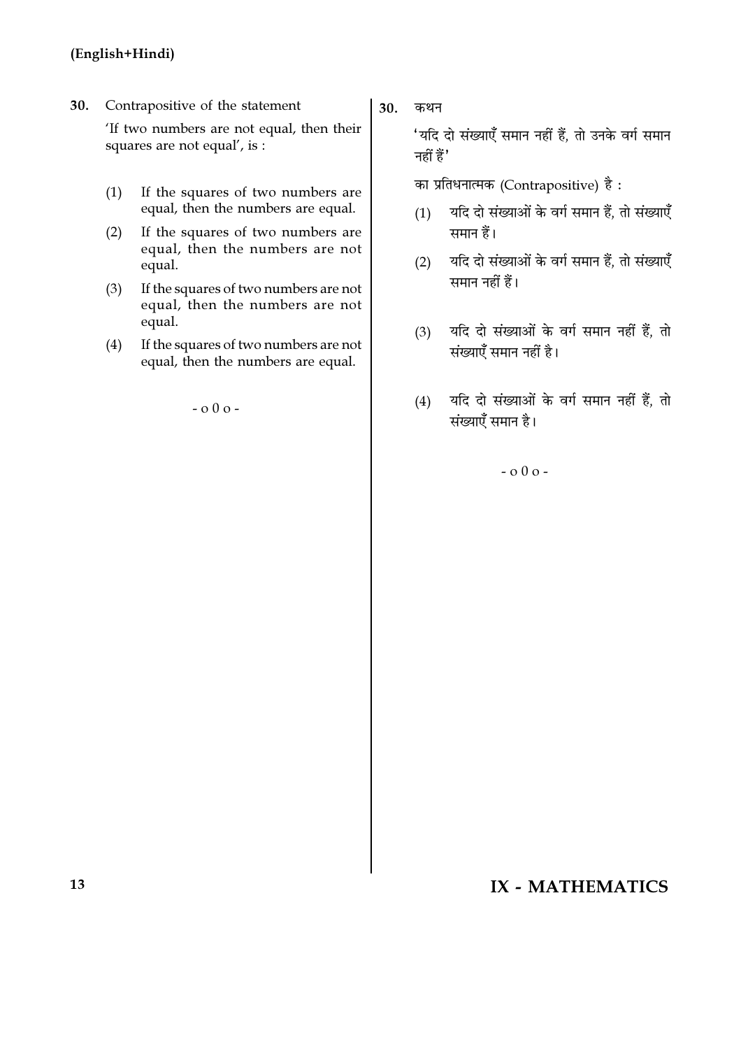**(English+Hindi)**

30. Contrapositive of the statement

'If two numbers are not equal, then their squares are not equal', is :

(1) If the squares of two numbers are equal, then the numbers are equal.

(2) If the squares of two numbers are equal, then the numbers are not equal.

(3) If the squares of two numbers are not equal, then the numbers are not equal.

(4) If the squares of two numbers are not equal, then the numbers are equal.

- o 0 o -

30. कथन

'यदि दो संख्याएँ समान नहीं हैं, तो उनके वर्ग समान नहीं हैं'

का प्रतिधनात्मक (Contrapositive) है :

(1) यदि दो संख्याओं के वर्ग समान हैं, तो संख्याएँ समान हैं।

(2) यदि दो संख्याओं के वर्ग समान हैं, तो संख्याएँ समान नहीं हैं।

(3) यदि दो संख्याओं के वर्ग समान नहीं हैं, तो संख्याएँ समान नहीं है।

(4) यदि दो संख्याओं के वर्ग समान नहीं हैं, तो संख्याएँ समान है।

- o 0 o -

**IX - MATHEMATICS**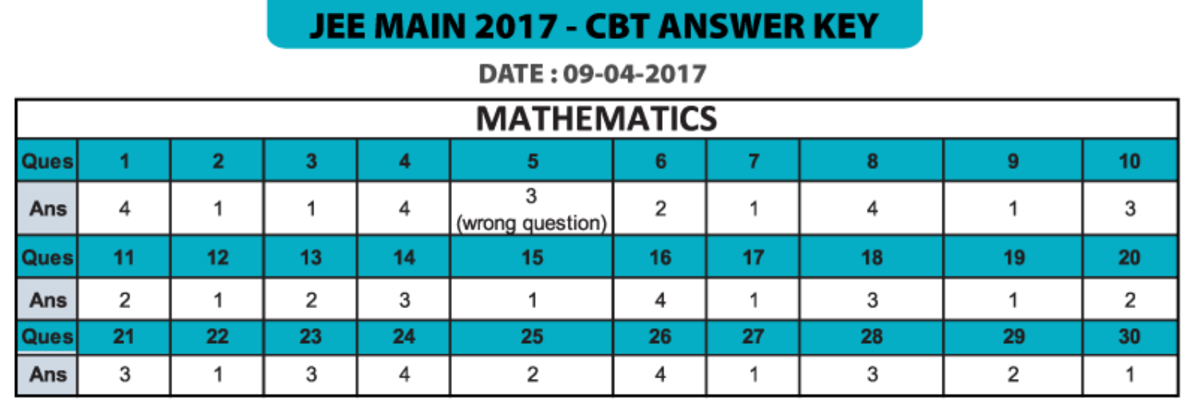# JEE MAIN 2017 - CBT ANSWER KEY

**DATE : 09-04-2017**

## MATHEMATICS

| Ques | 1 | 2 | 3 | 4 | 5 | 6 | 7 | 8 | 9 | 10 |
|---|---|---|---|---|---|---|---|---|---|---|
| Ans | 4 | 1 | 1 | 4 | 3 (wrong question) | 2 | 1 | 4 | 1 | 3 |
| **Ques** | **11** | **12** | **13** | **14** | **15** | **16** | **17** | **18** | **19** | **20** |
| Ans | 2 | 1 | 2 | 3 | 1 | 4 | 1 | 3 | 1 | 2 |
| **Ques** | **21** | **22** | **23** | **24** | **25** | **26** | **27** | **28** | **29** | **30** |
| Ans | 3 | 1 | 3 | 4 | 2 | 4 | 1 | 3 | 2 | 1 |